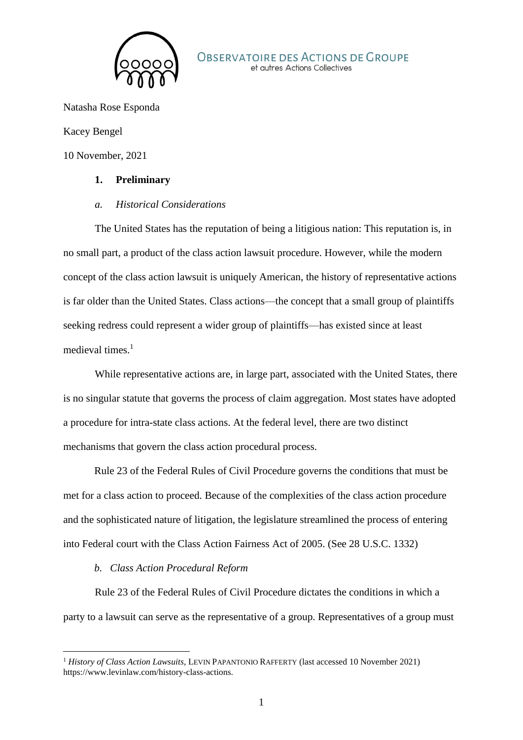OBSERVATOIRE DES ACTIONS DE GROUPE
et autres Actions Collectives

Natasha Rose Esponda

Kacey Bengel

10 November, 2021

## 1. Preliminary

### *a. Historical Considerations*

The United States has the reputation of being a litigious nation: This reputation is, in no small part, a product of the class action lawsuit procedure. However, while the modern concept of the class action lawsuit is uniquely American, the history of representative actions is far older than the United States. Class actions—the concept that a small group of plaintiffs seeking redress could represent a wider group of plaintiffs—has existed since at least medieval times.[1]

While representative actions are, in large part, associated with the United States, there is no singular statute that governs the process of claim aggregation. Most states have adopted a procedure for intra-state class actions. At the federal level, there are two distinct mechanisms that govern the class action procedural process.

Rule 23 of the Federal Rules of Civil Procedure governs the conditions that must be met for a class action to proceed. Because of the complexities of the class action procedure and the sophisticated nature of litigation, the legislature streamlined the process of entering into Federal court with the Class Action Fairness Act of 2005. (See 28 U.S.C. 1332)

### *b. Class Action Procedural Reform*

Rule 23 of the Federal Rules of Civil Procedure dictates the conditions in which a party to a lawsuit can serve as the representative of a group. Representatives of a group must

---

[1] *History of Class Action Lawsuits*, LEVIN PAPANTONIO RAFFERTY (last accessed 10 November 2021) https://www.levinlaw.com/history-class-actions.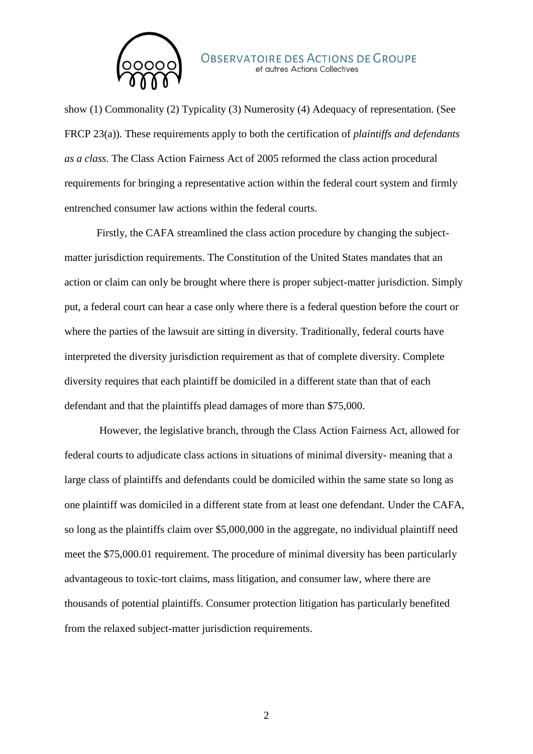show (1) Commonality (2) Typicality (3) Numerosity (4) Adequacy of representation. (See FRCP 23(a)). These requirements apply to both the certification of *plaintiffs and defendants as a class*. The Class Action Fairness Act of 2005 reformed the class action procedural requirements for bringing a representative action within the federal court system and firmly entrenched consumer law actions within the federal courts.

Firstly, the CAFA streamlined the class action procedure by changing the subject-matter jurisdiction requirements. The Constitution of the United States mandates that an action or claim can only be brought where there is proper subject-matter jurisdiction. Simply put, a federal court can hear a case only where there is a federal question before the court or where the parties of the lawsuit are sitting in diversity. Traditionally, federal courts have interpreted the diversity jurisdiction requirement as that of complete diversity. Complete diversity requires that each plaintiff be domiciled in a different state than that of each defendant and that the plaintiffs plead damages of more than $75,000.

However, the legislative branch, through the Class Action Fairness Act, allowed for federal courts to adjudicate class actions in situations of minimal diversity- meaning that a large class of plaintiffs and defendants could be domiciled within the same state so long as one plaintiff was domiciled in a different state from at least one defendant. Under the CAFA, so long as the plaintiffs claim over $5,000,000 in the aggregate, no individual plaintiff need meet the $75,000.01 requirement. The procedure of minimal diversity has been particularly advantageous to toxic-tort claims, mass litigation, and consumer law, where there are thousands of potential plaintiffs. Consumer protection litigation has particularly benefited from the relaxed subject-matter jurisdiction requirements.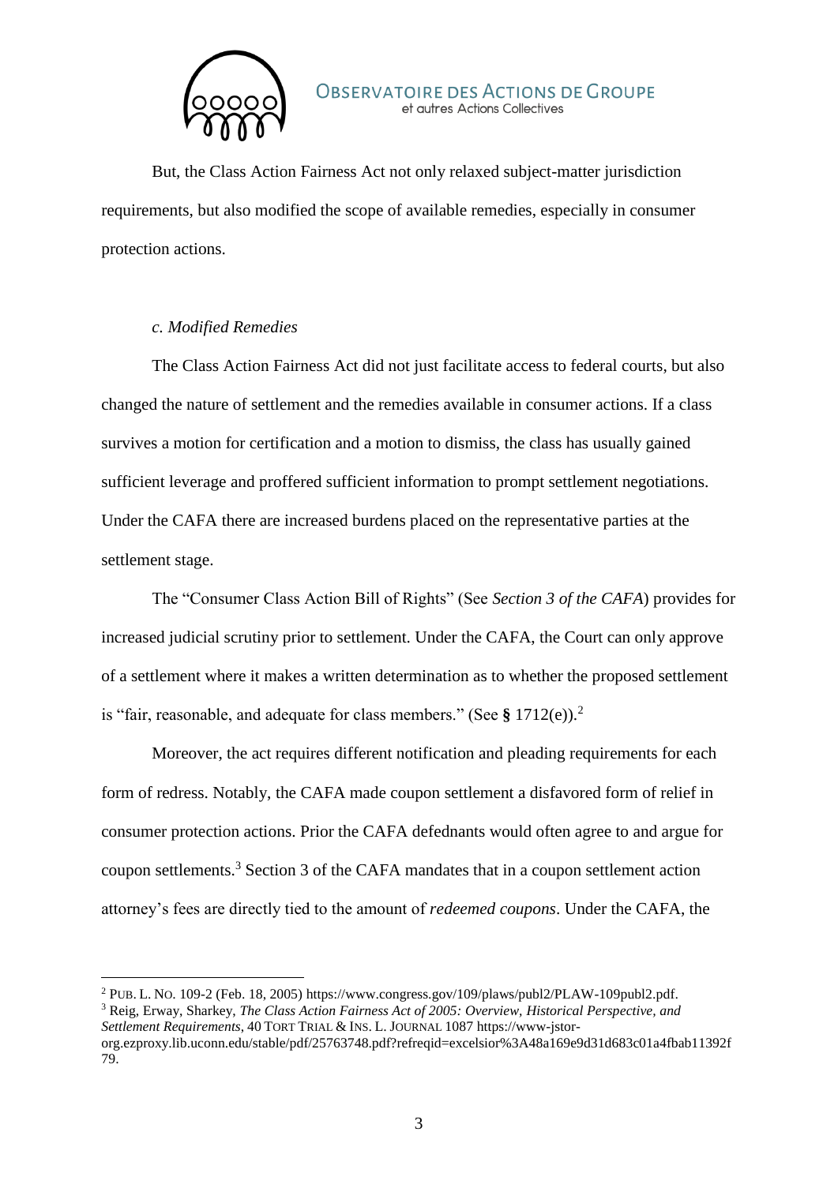But, the Class Action Fairness Act not only relaxed subject-matter jurisdiction requirements, but also modified the scope of available remedies, especially in consumer protection actions.

### *c. Modified Remedies*

The Class Action Fairness Act did not just facilitate access to federal courts, but also changed the nature of settlement and the remedies available in consumer actions. If a class survives a motion for certification and a motion to dismiss, the class has usually gained sufficient leverage and proffered sufficient information to prompt settlement negotiations. Under the CAFA there are increased burdens placed on the representative parties at the settlement stage.

The "Consumer Class Action Bill of Rights" (See *Section 3 of the CAFA*) provides for increased judicial scrutiny prior to settlement. Under the CAFA, the Court can only approve of a settlement where it makes a written determination as to whether the proposed settlement is "fair, reasonable, and adequate for class members." (See **§** 1712(e)).[2]

Moreover, the act requires different notification and pleading requirements for each form of redress. Notably, the CAFA made coupon settlement a disfavored form of relief in consumer protection actions. Prior the CAFA defednants would often agree to and argue for coupon settlements.[3] Section 3 of the CAFA mandates that in a coupon settlement action attorney's fees are directly tied to the amount of *redeemed coupons*. Under the CAFA, the

---

[2] PUB. L. NO. 109-2 (Feb. 18, 2005) https://www.congress.gov/109/plaws/publ2/PLAW-109publ2.pdf.

[3] Reig, Erway, Sharkey, *The Class Action Fairness Act of 2005: Overview, Historical Perspective, and Settlement Requirements*, 40 TORT TRIAL & INS. L. JOURNAL 1087 https://www-jstor-org.ezproxy.lib.uconn.edu/stable/pdf/25763748.pdf?refreqid=excelsior%3A48a169e9d31d683c01a4fbab11392f79.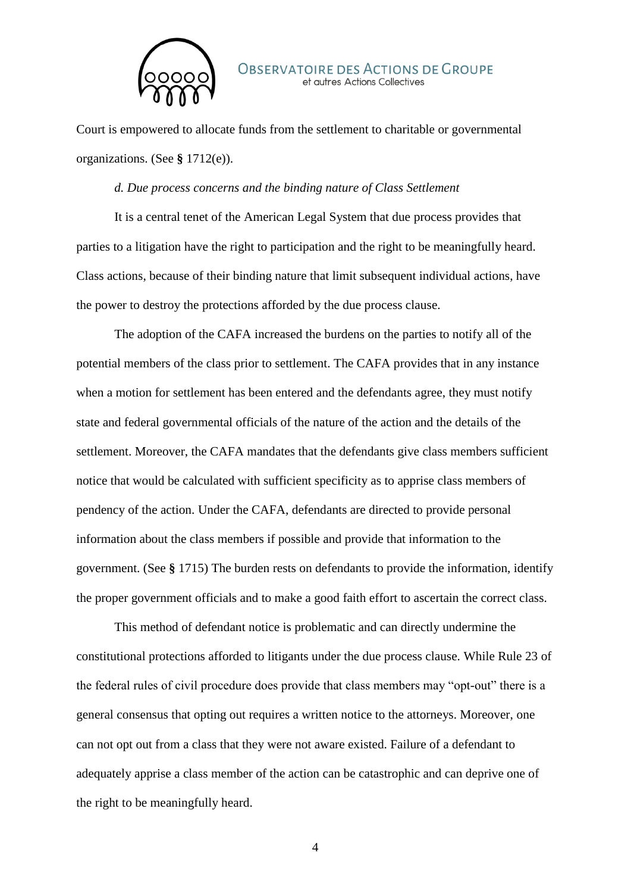Court is empowered to allocate funds from the settlement to charitable or governmental organizations. (See **§** 1712(e)).

*d. Due process concerns and the binding nature of Class Settlement*

It is a central tenet of the American Legal System that due process provides that parties to a litigation have the right to participation and the right to be meaningfully heard. Class actions, because of their binding nature that limit subsequent individual actions, have the power to destroy the protections afforded by the due process clause.

The adoption of the CAFA increased the burdens on the parties to notify all of the potential members of the class prior to settlement. The CAFA provides that in any instance when a motion for settlement has been entered and the defendants agree, they must notify state and federal governmental officials of the nature of the action and the details of the settlement. Moreover, the CAFA mandates that the defendants give class members sufficient notice that would be calculated with sufficient specificity as to apprise class members of pendency of the action. Under the CAFA, defendants are directed to provide personal information about the class members if possible and provide that information to the government. (See **§** 1715) The burden rests on defendants to provide the information, identify the proper government officials and to make a good faith effort to ascertain the correct class.

This method of defendant notice is problematic and can directly undermine the constitutional protections afforded to litigants under the due process clause. While Rule 23 of the federal rules of civil procedure does provide that class members may "opt-out" there is a general consensus that opting out requires a written notice to the attorneys. Moreover, one can not opt out from a class that they were not aware existed. Failure of a defendant to adequately apprise a class member of the action can be catastrophic and can deprive one of the right to be meaningfully heard.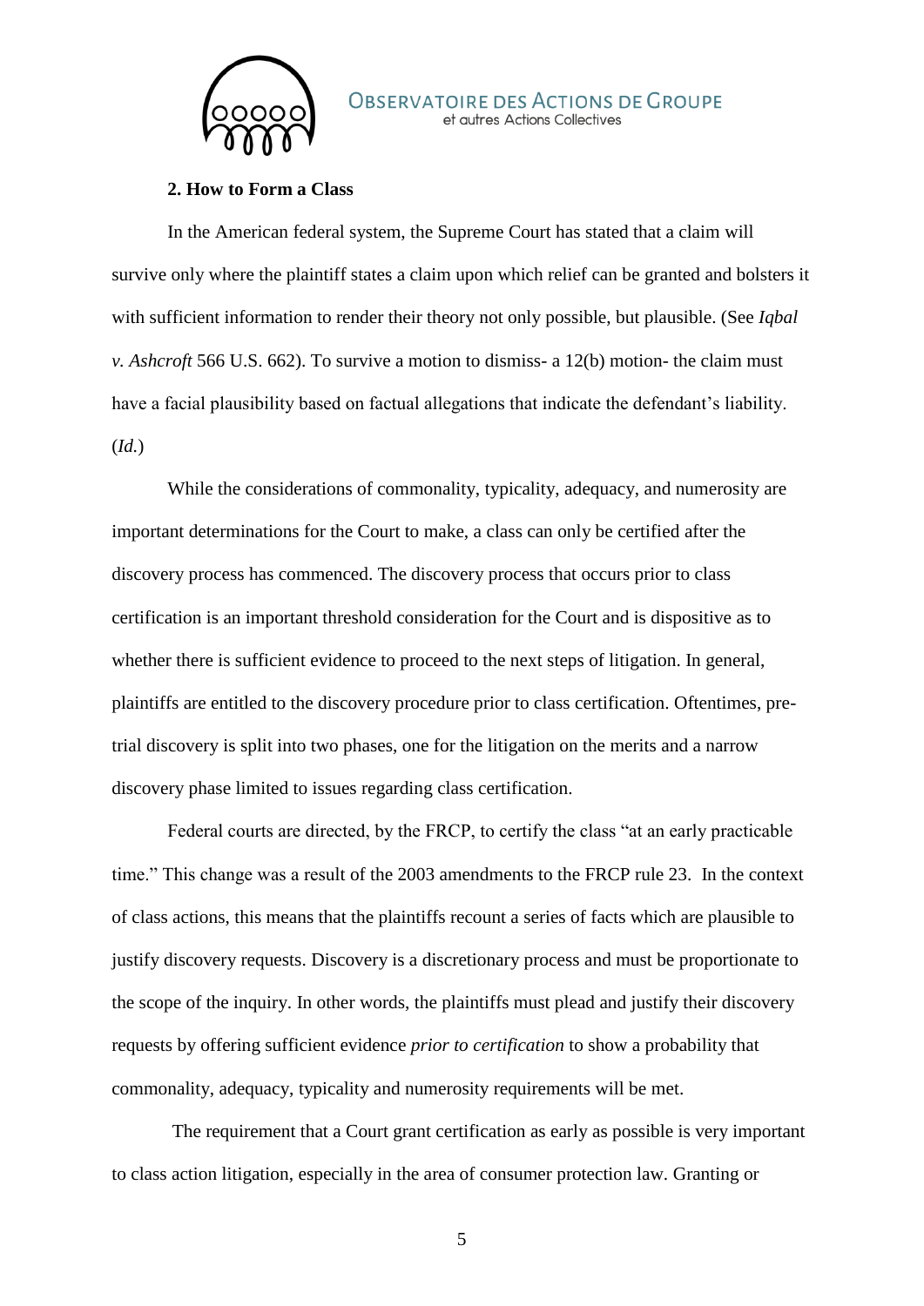### 2. How to Form a Class

In the American federal system, the Supreme Court has stated that a claim will survive only where the plaintiff states a claim upon which relief can be granted and bolsters it with sufficient information to render their theory not only possible, but plausible. (See *Iqbal v. Ashcroft* 566 U.S. 662). To survive a motion to dismiss- a 12(b) motion- the claim must have a facial plausibility based on factual allegations that indicate the defendant's liability. (*Id.*)

While the considerations of commonality, typicality, adequacy, and numerosity are important determinations for the Court to make, a class can only be certified after the discovery process has commenced. The discovery process that occurs prior to class certification is an important threshold consideration for the Court and is dispositive as to whether there is sufficient evidence to proceed to the next steps of litigation. In general, plaintiffs are entitled to the discovery procedure prior to class certification. Oftentimes, pre-trial discovery is split into two phases, one for the litigation on the merits and a narrow discovery phase limited to issues regarding class certification.

Federal courts are directed, by the FRCP, to certify the class "at an early practicable time." This change was a result of the 2003 amendments to the FRCP rule 23. In the context of class actions, this means that the plaintiffs recount a series of facts which are plausible to justify discovery requests. Discovery is a discretionary process and must be proportionate to the scope of the inquiry. In other words, the plaintiffs must plead and justify their discovery requests by offering sufficient evidence *prior to certification* to show a probability that commonality, adequacy, typicality and numerosity requirements will be met.

The requirement that a Court grant certification as early as possible is very important to class action litigation, especially in the area of consumer protection law. Granting or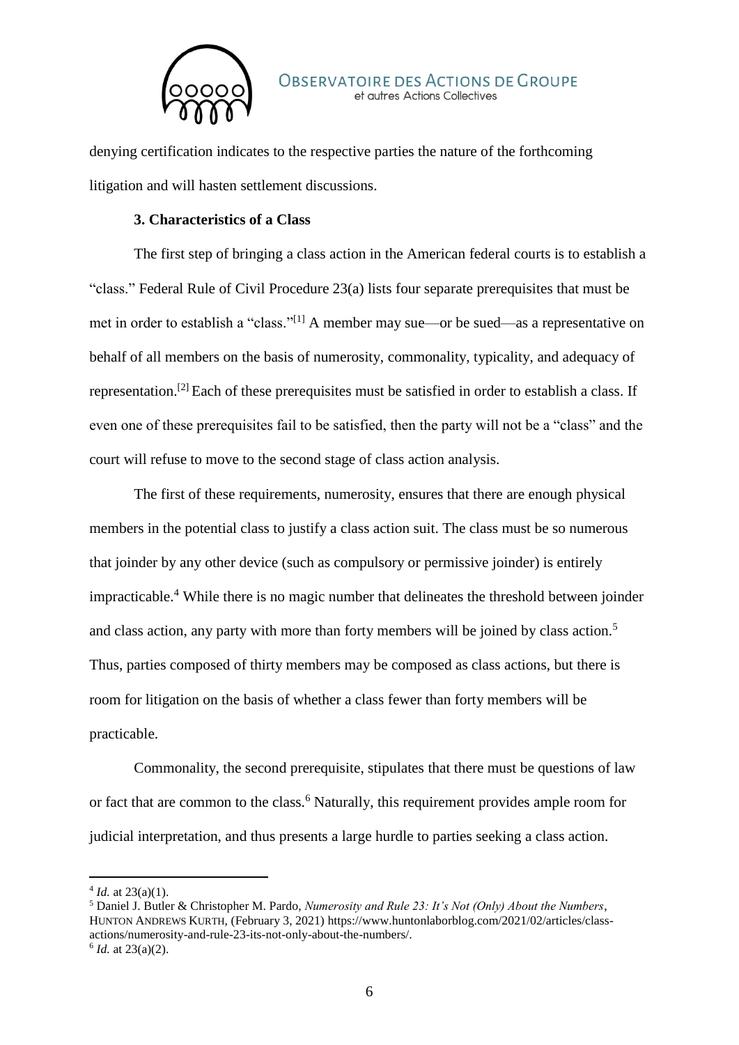denying certification indicates to the respective parties the nature of the forthcoming litigation and will hasten settlement discussions.

### 3. Characteristics of a Class

The first step of bringing a class action in the American federal courts is to establish a "class." Federal Rule of Civil Procedure 23(a) lists four separate prerequisites that must be met in order to establish a "class."[1] A member may sue—or be sued—as a representative on behalf of all members on the basis of numerosity, commonality, typicality, and adequacy of representation.[2] Each of these prerequisites must be satisfied in order to establish a class. If even one of these prerequisites fail to be satisfied, then the party will not be a "class" and the court will refuse to move to the second stage of class action analysis.

The first of these requirements, numerosity, ensures that there are enough physical members in the potential class to justify a class action suit. The class must be so numerous that joinder by any other device (such as compulsory or permissive joinder) is entirely impracticable.[4] While there is no magic number that delineates the threshold between joinder and class action, any party with more than forty members will be joined by class action.[5] Thus, parties composed of thirty members may be composed as class actions, but there is room for litigation on the basis of whether a class fewer than forty members will be practicable.

Commonality, the second prerequisite, stipulates that there must be questions of law or fact that are common to the class.[6] Naturally, this requirement provides ample room for judicial interpretation, and thus presents a large hurdle to parties seeking a class action.

---

[4] *Id.* at 23(a)(1).

[5] Daniel J. Butler & Christopher M. Pardo, *Numerosity and Rule 23: It's Not (Only) About the Numbers*, HUNTON ANDREWS KURTH, (February 3, 2021) https://www.huntonlaborblog.com/2021/02/articles/class-actions/numerosity-and-rule-23-its-not-only-about-the-numbers/.

[6] *Id.* at 23(a)(2).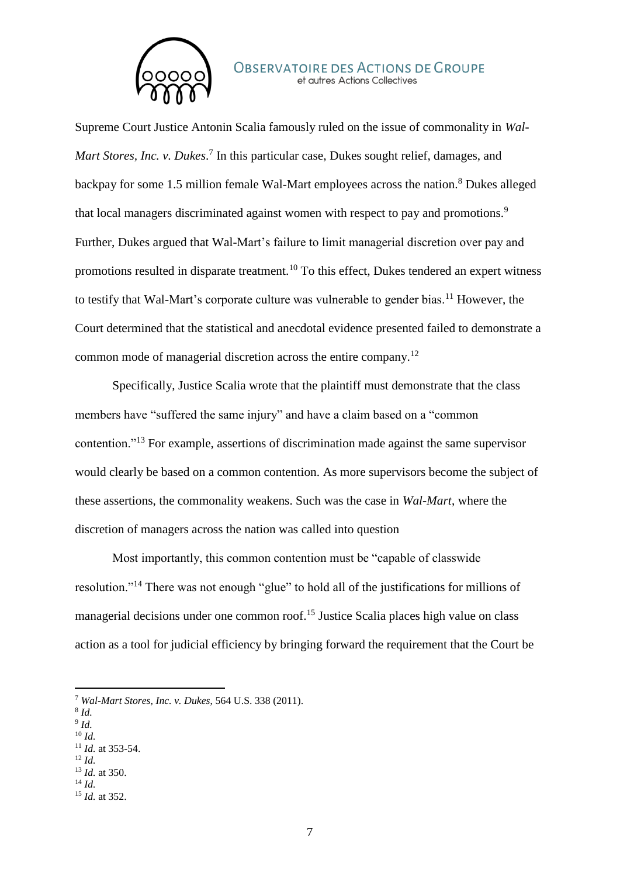Supreme Court Justice Antonin Scalia famously ruled on the issue of commonality in *Wal-Mart Stores, Inc. v. Dukes*.[7] In this particular case, Dukes sought relief, damages, and backpay for some 1.5 million female Wal-Mart employees across the nation.[8] Dukes alleged that local managers discriminated against women with respect to pay and promotions.[9] Further, Dukes argued that Wal-Mart's failure to limit managerial discretion over pay and promotions resulted in disparate treatment.[10] To this effect, Dukes tendered an expert witness to testify that Wal-Mart's corporate culture was vulnerable to gender bias.[11] However, the Court determined that the statistical and anecdotal evidence presented failed to demonstrate a common mode of managerial discretion across the entire company.[12]

Specifically, Justice Scalia wrote that the plaintiff must demonstrate that the class members have "suffered the same injury" and have a claim based on a "common contention."[13] For example, assertions of discrimination made against the same supervisor would clearly be based on a common contention. As more supervisors become the subject of these assertions, the commonality weakens. Such was the case in *Wal-Mart*, where the discretion of managers across the nation was called into question

Most importantly, this common contention must be "capable of classwide resolution."[14] There was not enough "glue" to hold all of the justifications for millions of managerial decisions under one common roof.[15] Justice Scalia places high value on class action as a tool for judicial efficiency by bringing forward the requirement that the Court be

---

[7] *Wal-Mart Stores, Inc. v. Dukes*, 564 U.S. 338 (2011).
[8] *Id.*
[9] *Id.*
[10] *Id.*
[11] *Id.* at 353-54.
[12] *Id.*
[13] *Id.* at 350.
[14] *Id.*
[15] *Id.* at 352.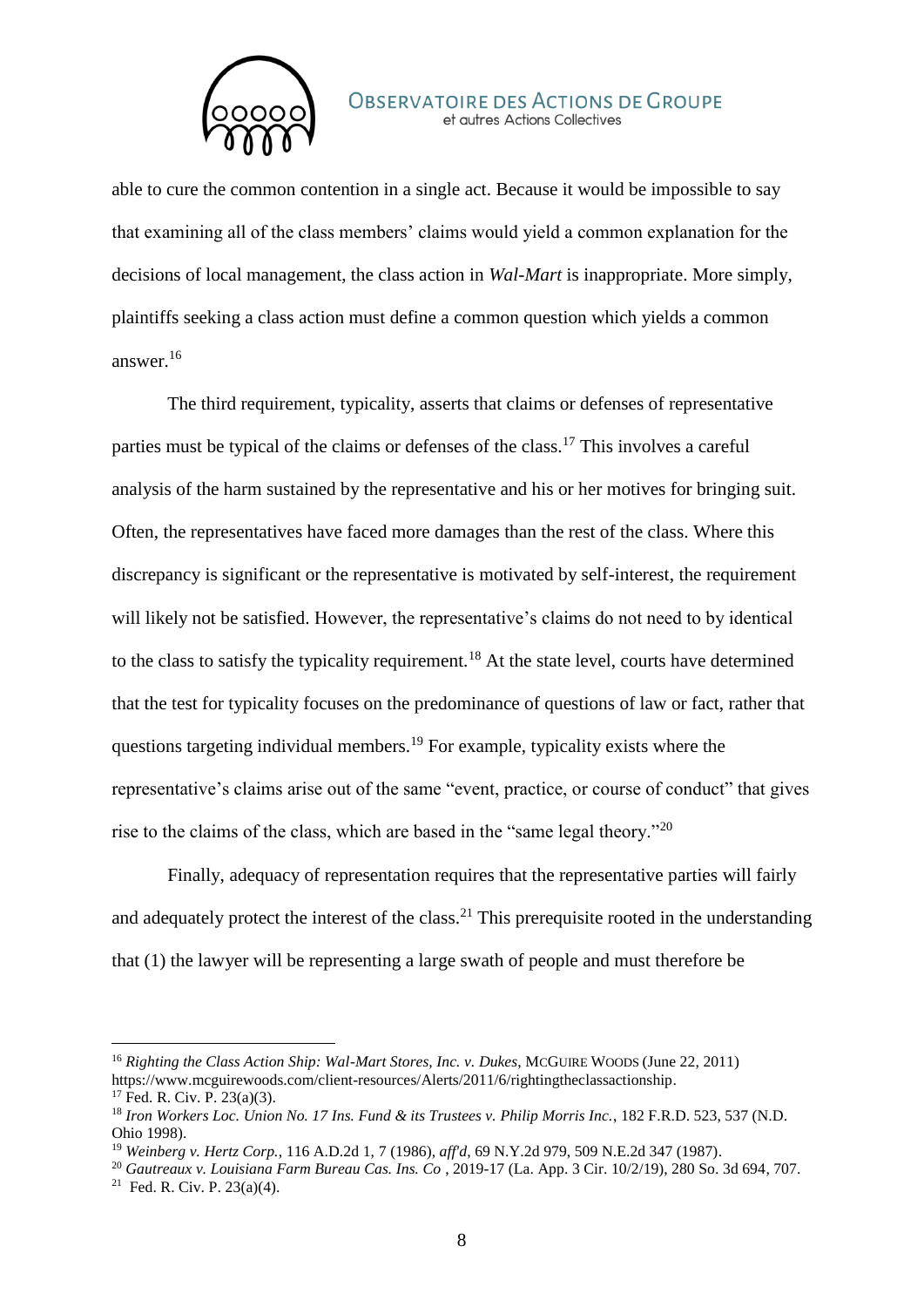able to cure the common contention in a single act. Because it would be impossible to say that examining all of the class members' claims would yield a common explanation for the decisions of local management, the class action in *Wal-Mart* is inappropriate. More simply, plaintiffs seeking a class action must define a common question which yields a common answer.[16]

The third requirement, typicality, asserts that claims or defenses of representative parties must be typical of the claims or defenses of the class.[17] This involves a careful analysis of the harm sustained by the representative and his or her motives for bringing suit. Often, the representatives have faced more damages than the rest of the class. Where this discrepancy is significant or the representative is motivated by self-interest, the requirement will likely not be satisfied. However, the representative's claims do not need to by identical to the class to satisfy the typicality requirement.[18] At the state level, courts have determined that the test for typicality focuses on the predominance of questions of law or fact, rather that questions targeting individual members.[19] For example, typicality exists where the representative's claims arise out of the same "event, practice, or course of conduct" that gives rise to the claims of the class, which are based in the "same legal theory."[20]

Finally, adequacy of representation requires that the representative parties will fairly and adequately protect the interest of the class.[21] This prerequisite rooted in the understanding that (1) the lawyer will be representing a large swath of people and must therefore be

---

[16] *Righting the Class Action Ship: Wal-Mart Stores, Inc. v. Dukes*, McGuire Woods (June 22, 2011) https://www.mcguirewoods.com/client-resources/Alerts/2011/6/rightingtheclassactionship.

[17] Fed. R. Civ. P. 23(a)(3).

[18] *Iron Workers Loc. Union No. 17 Ins. Fund & its Trustees v. Philip Morris Inc.*, 182 F.R.D. 523, 537 (N.D. Ohio 1998).

[19] *Weinberg v. Hertz Corp.*, 116 A.D.2d 1, 7 (1986), *aff'd*, 69 N.Y.2d 979, 509 N.E.2d 347 (1987).

[20] *Gautreaux v. Louisiana Farm Bureau Cas. Ins. Co* , 2019-17 (La. App. 3 Cir. 10/2/19), 280 So. 3d 694, 707.

[21] Fed. R. Civ. P. 23(a)(4).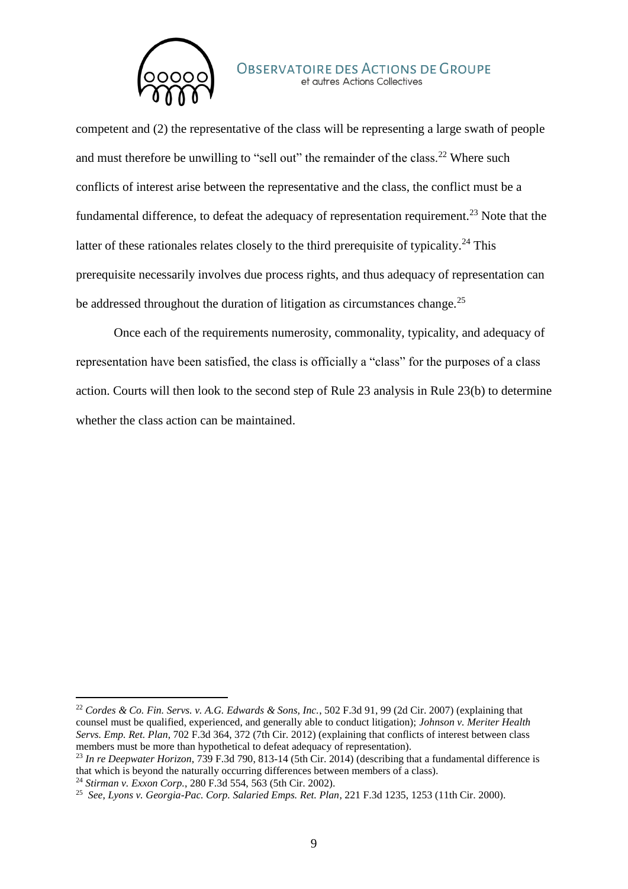competent and (2) the representative of the class will be representing a large swath of people and must therefore be unwilling to "sell out" the remainder of the class.[22] Where such conflicts of interest arise between the representative and the class, the conflict must be a fundamental difference, to defeat the adequacy of representation requirement.[23] Note that the latter of these rationales relates closely to the third prerequisite of typicality.[24] This prerequisite necessarily involves due process rights, and thus adequacy of representation can be addressed throughout the duration of litigation as circumstances change.[25]

Once each of the requirements numerosity, commonality, typicality, and adequacy of representation have been satisfied, the class is officially a "class" for the purposes of a class action. Courts will then look to the second step of Rule 23 analysis in Rule 23(b) to determine whether the class action can be maintained.

---

[22] *Cordes & Co. Fin. Servs. v. A.G. Edwards & Sons, Inc.*, 502 F.3d 91, 99 (2d Cir. 2007) (explaining that counsel must be qualified, experienced, and generally able to conduct litigation); *Johnson v. Meriter Health Servs. Emp. Ret. Plan*, 702 F.3d 364, 372 (7th Cir. 2012) (explaining that conflicts of interest between class members must be more than hypothetical to defeat adequacy of representation).

[23] *In re Deepwater Horizon*, 739 F.3d 790, 813-14 (5th Cir. 2014) (describing that a fundamental difference is that which is beyond the naturally occurring differences between members of a class).

[24] *Stirman v. Exxon Corp.*, 280 F.3d 554, 563 (5th Cir. 2002).

[25] *See, Lyons v. Georgia-Pac. Corp. Salaried Emps. Ret. Plan*, 221 F.3d 1235, 1253 (11th Cir. 2000).